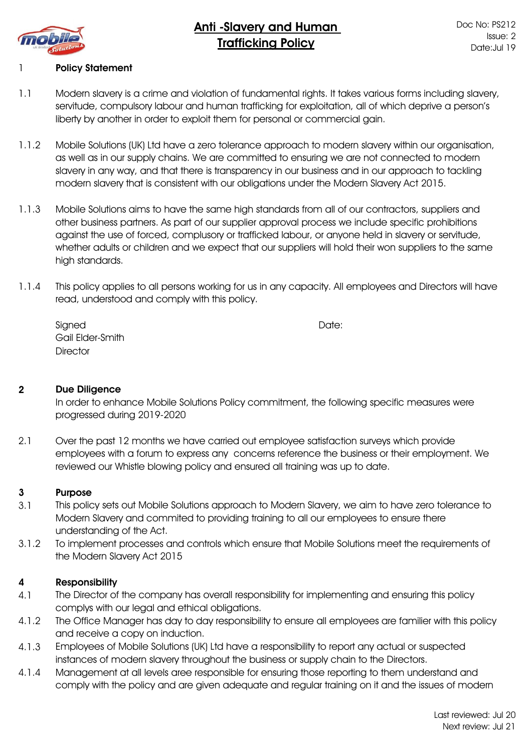# Anti -Slavery and Human Trafficking Policy

Doc No: PS212
Issue: 2
Date:Jul 19

## 1 Policy Statement

1.1 Modern slavery is a crime and violation of fundamental rights. It takes various forms including slavery, servitude, compulsory labour and human trafficking for exploitation, all of which deprive a person's liberty by another in order to exploit them for personal or commercial gain.

1.1.2 Mobile Solutions (UK) Ltd have a zero tolerance approach to modern slavery within our organisation, as well as in our supply chains. We are committed to ensuring we are not connected to modern slavery in any way, and that there is transparency in our business and in our approach to tackling modern slavery that is consistent with our obligations under the Modern Slavery Act 2015.

1.1.3 Mobile Solutions aims to have the same high standards from all of our contractors, suppliers and other business partners. As part of our supplier approval process we include specific prohibitions against the use of forced, complusory or trafficked labour, or anyone held in slavery or servitude, whether adults or children and we expect that our suppliers will hold their won suppliers to the same high standards.

1.1.4 This policy applies to all persons working for us in any capacity. All employees and Directors will have read, understood and comply with this policy.

Signed
Gail Elder-Smith
Director

Date:

## 2 Due Diligence

In order to enhance Mobile Solutions Policy commitment, the following specific measures were progressed during 2019-2020

2.1 Over the past 12 months we have carried out employee satisfaction surveys which provide employees with a forum to express any concerns reference the business or their employment. We reviewed our Whistle blowing policy and ensured all training was up to date.

## 3 Purpose

3.1 This policy sets out Mobile Solutions approach to Modern Slavery, we aim to have zero tolerance to Modern Slavery and commited to providing training to all our employees to ensure there understanding of the Act.

3.1.2 To implement processes and controls which ensure that Mobile Solutions meet the requirements of the Modern Slavery Act 2015

## 4 Responsibility

4.1 The Director of the company has overall responsibility for implementing and ensuring this policy complys with our legal and ethical obligations.

4.1.2 The Office Manager has day to day responsibility to ensure all employees are familier with this policy and receive a copy on induction.

4.1.3 Employees of Mobile Solutions (UK) Ltd have a responsibility to report any actual or suspected instances of modern slavery throughout the business or supply chain to the Directors.

4.1.4 Management at all levels aree responsible for ensuring those reporting to them understand and comply with the policy and are given adequate and regular training on it and the issues of modern

Last reviewed: Jul 20
Next review: Jul 21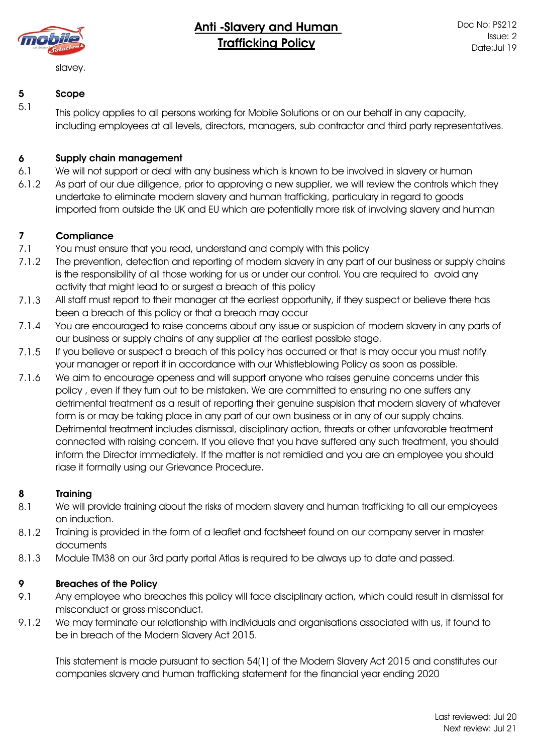slavey.

## 5 Scope

5.1 This policy applies to all persons working for Mobile Solutions or on our behalf in any capacity, including employees at all levels, directors, managers, sub contractor and third party representatives.

## 6 Supply chain management

6.1 We will not support or deal with any business which is known to be involved in slavery or human

6.1.2 As part of our due diligence, prior to approving a new supplier, we will review the controls which they undertake to eliminate modern slavery and human trafficking, particulary in regard to goods imported from outside the UK and EU which are potentially more risk of involving slavery and human

## 7 Compliance

7.1 You must ensure that you read, understand and comply with this policy

7.1.2 The prevention, detection and reporting of modern slavery in any part of our business or supply chains is the responsibility of all those working for us or under our control. You are required to avoid any activity that might lead to or surgest a breach of this policy

7.1.3 All staff must report to their manager at the earliest opportunity, if they suspect or believe there has been a breach of this policy or that a breach may occur

7.1.4 You are encouraged to raise concerns about any issue or suspicion of modern slavery in any parts of our business or supply chains of any supplier at the earliest possible stage.

7.1.5 If you believe or suspect a breach of this policy has occurred or that is may occur you must notify your manager or report it in accordance with our Whistleblowing Policy as soon as possible.

7.1.6 We aim to encourage openess and will support anyone who raises genuine concerns under this policy , even if they turn out to be mistaken. We are committed to ensuring no one suffers any detrimental treatment as a result of reporting their genuine suspision that modern slavery of whatever form is or may be taking place in any part of our own business or in any of our supply chains. Detrimental treatment includes dismissal, disciplinary action, threats or other unfavorable treatment connected with raising concern. If you elieve that you have suffered any such treatment, you should inform the Director immediately. If the matter is not remidied and you are an employee you should riase it formally using our Grievance Procedure.

## 8 Training

8.1 We will provide training about the risks of modern slavery and human trafficking to all our employees on induction.

8.1.2 Training is provided in the form of a leaflet and factsheet found on our company server in master documents

8.1.3 Module TM38 on our 3rd party portal Atlas is required to be always up to date and passed.

## 9 Breaches of the Policy

9.1 Any employee who breaches this policy will face disciplinary action, which could result in dismissal for misconduct or gross misconduct.

9.1.2 We may terminate our relationship with individuals and organisations associated with us, if found to be in breach of the Modern Slavery Act 2015.

This statement is made pursuant to section 54(1) of the Modern Slavery Act 2015 and constitutes our companies slavery and human trafficking statement for the financial year ending 2020

Last reviewed: Jul 20
Next review: Jul 21